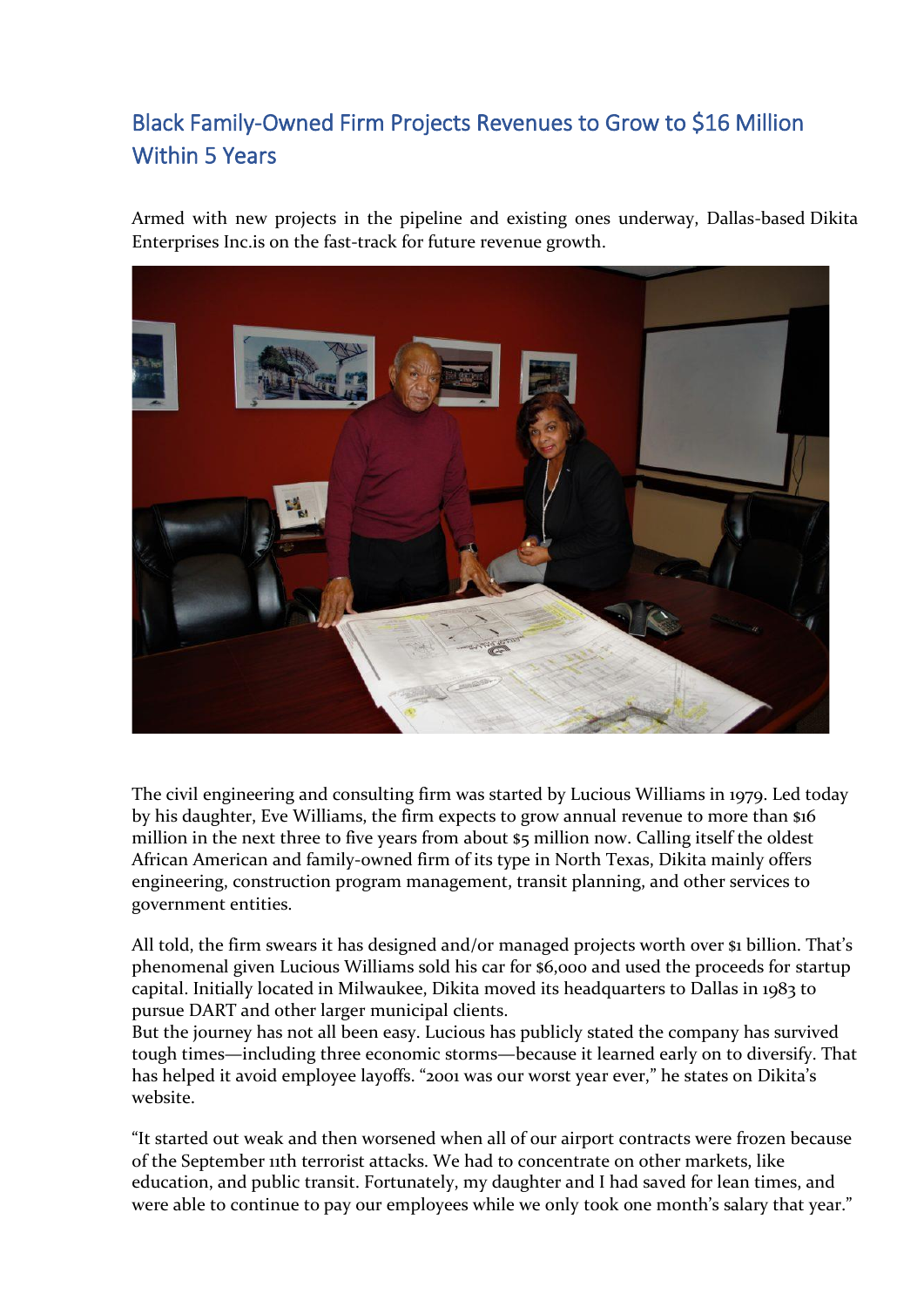# Black Family-Owned Firm Projects Revenues to Grow to $16 Million Within 5 Years

Armed with new projects in the pipeline and existing ones underway, Dallas-based Dikita Enterprises Inc.is on the fast-track for future revenue growth.

The civil engineering and consulting firm was started by Lucious Williams in 1979. Led today by his daughter, Eve Williams, the firm expects to grow annual revenue to more than $16 million in the next three to five years from about $5 million now. Calling itself the oldest African American and family-owned firm of its type in North Texas, Dikita mainly offers engineering, construction program management, transit planning, and other services to government entities.

All told, the firm swears it has designed and/or managed projects worth over $1 billion. That's phenomenal given Lucious Williams sold his car for $6,000 and used the proceeds for startup capital. Initially located in Milwaukee, Dikita moved its headquarters to Dallas in 1983 to pursue DART and other larger municipal clients.
But the journey has not all been easy. Lucious has publicly stated the company has survived tough times—including three economic storms—because it learned early on to diversify. That has helped it avoid employee layoffs. "2001 was our worst year ever," he states on Dikita's website.

"It started out weak and then worsened when all of our airport contracts were frozen because of the September 11th terrorist attacks. We had to concentrate on other markets, like education, and public transit. Fortunately, my daughter and I had saved for lean times, and were able to continue to pay our employees while we only took one month's salary that year."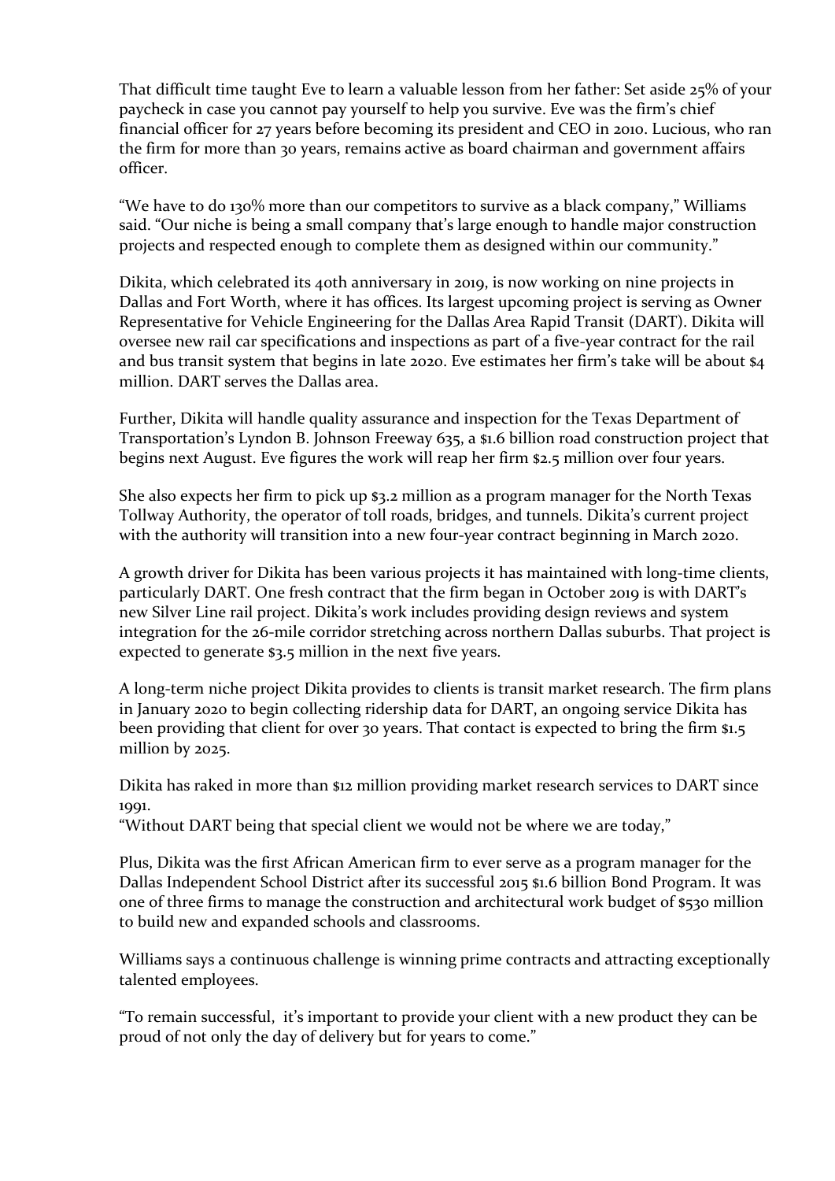That difficult time taught Eve to learn a valuable lesson from her father: Set aside 25% of your paycheck in case you cannot pay yourself to help you survive. Eve was the firm's chief financial officer for 27 years before becoming its president and CEO in 2010. Lucious, who ran the firm for more than 30 years, remains active as board chairman and government affairs officer.

"We have to do 130% more than our competitors to survive as a black company," Williams said. "Our niche is being a small company that's large enough to handle major construction projects and respected enough to complete them as designed within our community."

Dikita, which celebrated its 40th anniversary in 2019, is now working on nine projects in Dallas and Fort Worth, where it has offices. Its largest upcoming project is serving as Owner Representative for Vehicle Engineering for the Dallas Area Rapid Transit (DART). Dikita will oversee new rail car specifications and inspections as part of a five-year contract for the rail and bus transit system that begins in late 2020. Eve estimates her firm's take will be about $4 million. DART serves the Dallas area.

Further, Dikita will handle quality assurance and inspection for the Texas Department of Transportation's Lyndon B. Johnson Freeway 635, a $1.6 billion road construction project that begins next August. Eve figures the work will reap her firm $2.5 million over four years.

She also expects her firm to pick up $3.2 million as a program manager for the North Texas Tollway Authority, the operator of toll roads, bridges, and tunnels. Dikita's current project with the authority will transition into a new four-year contract beginning in March 2020.

A growth driver for Dikita has been various projects it has maintained with long-time clients, particularly DART. One fresh contract that the firm began in October 2019 is with DART's new Silver Line rail project. Dikita's work includes providing design reviews and system integration for the 26-mile corridor stretching across northern Dallas suburbs. That project is expected to generate $3.5 million in the next five years.

A long-term niche project Dikita provides to clients is transit market research. The firm plans in January 2020 to begin collecting ridership data for DART, an ongoing service Dikita has been providing that client for over 30 years. That contact is expected to bring the firm $1.5 million by 2025.

Dikita has raked in more than $12 million providing market research services to DART since 1991.
"Without DART being that special client we would not be where we are today,"

Plus, Dikita was the first African American firm to ever serve as a program manager for the Dallas Independent School District after its successful 2015 $1.6 billion Bond Program. It was one of three firms to manage the construction and architectural work budget of $530 million to build new and expanded schools and classrooms.

Williams says a continuous challenge is winning prime contracts and attracting exceptionally talented employees.

"To remain successful, it's important to provide your client with a new product they can be proud of not only the day of delivery but for years to come."